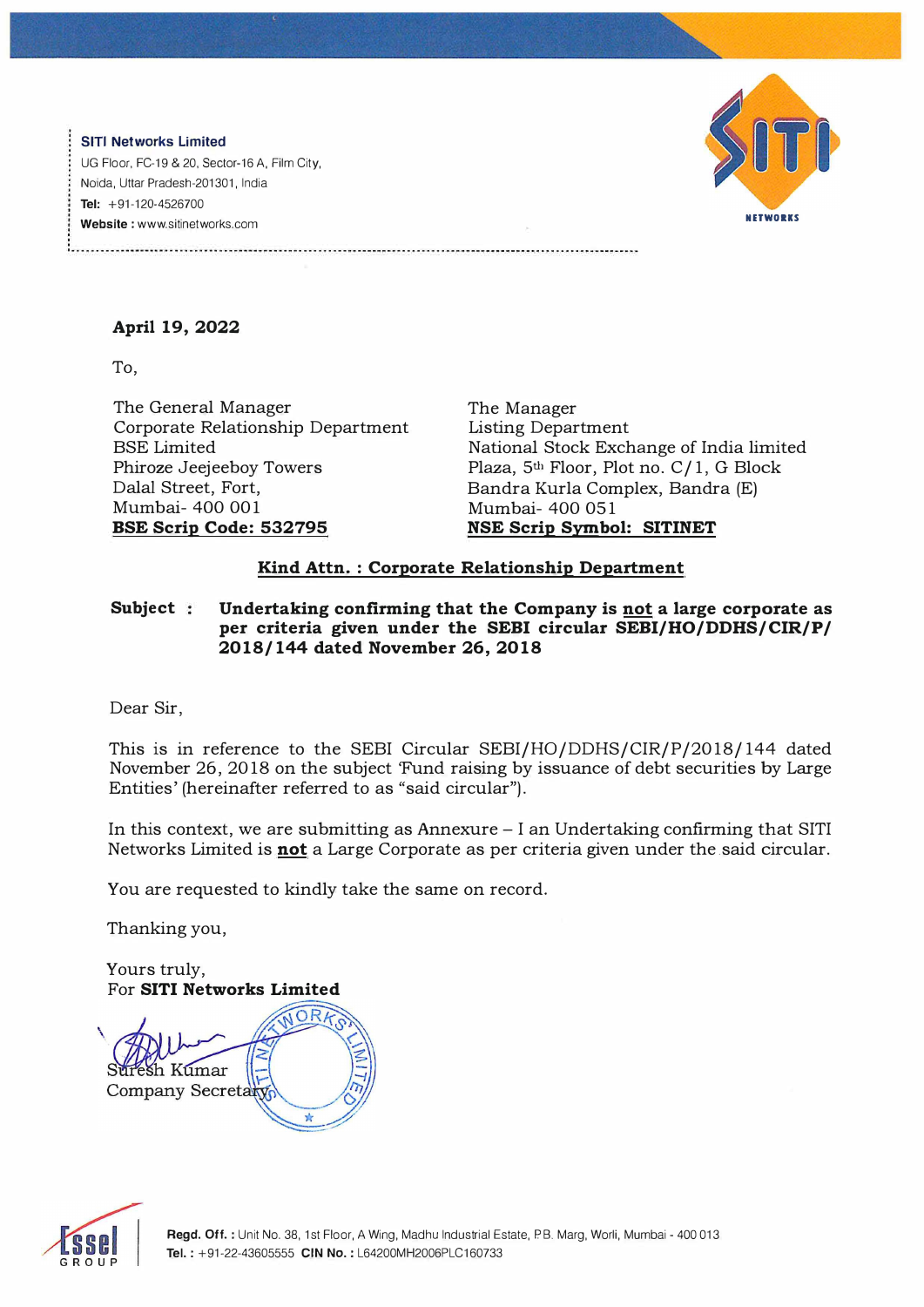**SITI Networks Limited**
UG Floor, FC-19 & 20, Sector-16 A, Film City,
Noida, Uttar Pradesh-201301, India
**Tel:** +91-120-4526700
**Website :** www.sitinetworks.com

**April 19, 2022**

To,

The General Manager
Corporate Relationship Department
BSE Limited
Phiroze Jeejeeboy Towers
Dalal Street, Fort,
Mumbai- 400 001
**BSE Scrip Code: 532795**

The Manager
Listing Department
National Stock Exchange of India limited
Plaza, 5th Floor, Plot no. C/1, G Block
Bandra Kurla Complex, Bandra (E)
Mumbai- 400 051
**NSE Scrip Symbol: SITINET**

**Kind Attn. : Corporate Relationship Department**

**Subject : Undertaking confirming that the Company is not a large corporate as per criteria given under the SEBI circular SEBI/HO/DDHS/CIR/P/2018/144 dated November 26, 2018**

Dear Sir,

This is in reference to the SEBI Circular SEBI/HO/DDHS/CIR/P/2018/144 dated November 26, 2018 on the subject 'Fund raising by issuance of debt securities by Large Entities' (hereinafter referred to as "said circular").

In this context, we are submitting as Annexure – I an Undertaking confirming that SITI Networks Limited is **not** a Large Corporate as per criteria given under the said circular.

You are requested to kindly take the same on record.

Thanking you,

Yours truly,
For **SITI Networks Limited**

Suresh Kumar
Company Secretary

**Regd. Off. :** Unit No. 38, 1st Floor, A Wing, Madhu Industrial Estate, P.B. Marg, Worli, Mumbai - 400 013
**Tel. :** +91-22-43605555 **CIN No. :** L64200MH2006PLC160733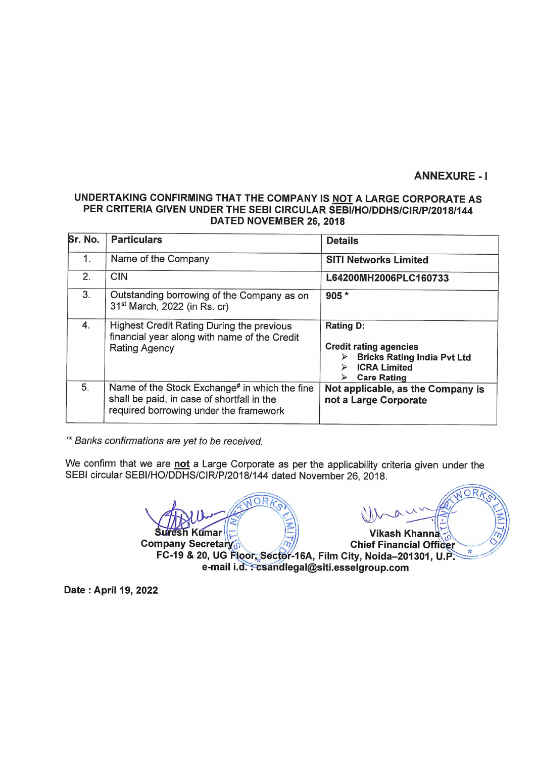**ANNEXURE - I**

**UNDERTAKING CONFIRMING THAT THE COMPANY IS NOT A LARGE CORPORATE AS PER CRITERIA GIVEN UNDER THE SEBI CIRCULAR SEBI/HO/DDHS/CIR/P/2018/144 DATED NOVEMBER 26, 2018**

| Sr. No. | Particulars | Details |
|---|---|---|
| 1. | Name of the Company | **SITI Networks Limited** |
| 2. | CIN | **L64200MH2006PLC160733** |
| 3. | Outstanding borrowing of the Company as on 31st March, 2022 (in Rs. cr) | **905 *** |
| 4. | Highest Credit Rating During the previous financial year along with name of the Credit Rating Agency | **Rating D:**<br><br>**Credit rating agencies**<br>➤ **Bricks Rating India Pvt Ltd**<br>➤ **ICRA Limited**<br>➤ **Care Rating** |
| 5. | Name of the Stock Exchange# in which the fine shall be paid, in case of shortfall in the required borrowing under the framework | **Not applicable, as the Company is not a Large Corporate** |

*\* Banks confirmations are yet to be received.*

We confirm that we are **not** a Large Corporate as per the applicability criteria given under the SEBI circular SEBI/HO/DDHS/CIR/P/2018/144 dated November 26, 2018.

**Suresh Kumar**
**Company Secretary**

**Vikash Khanna**
**Chief Financial Officer**

**FC-19 & 20, UG Floor, Sector-16A, Film City, Noida–201301, U.P.**
**e-mail i.d. : csandlegal@siti.esselgroup.com**

**Date : April 19, 2022**